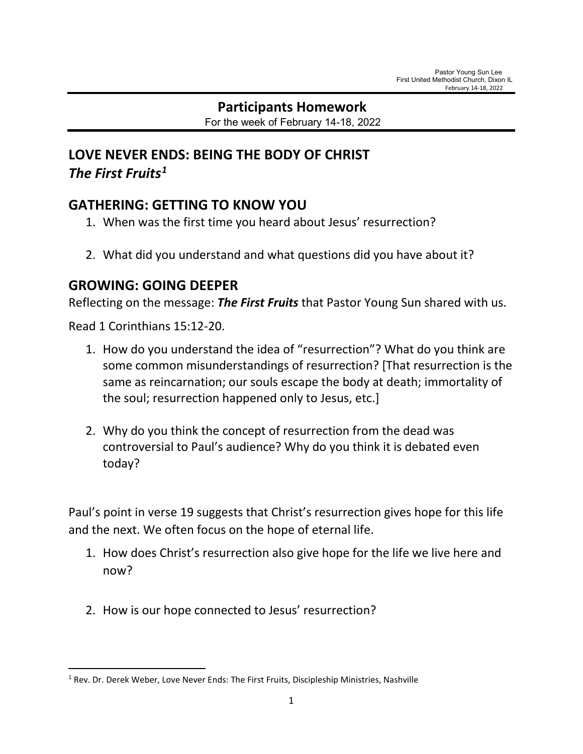Pastor Young Sun Lee
First United Methodist Church, Dixon IL
February 14-18, 2022

## Participants Homework

For the week of February 14-18, 2022

# LOVE NEVER ENDS: BEING THE BODY OF CHRIST

***The First Fruits*[1]**

## GATHERING: GETTING TO KNOW YOU

1. When was the first time you heard about Jesus' resurrection?

2. What did you understand and what questions did you have about it?

## GROWING: GOING DEEPER

Reflecting on the message: ***The First Fruits*** that Pastor Young Sun shared with us.

Read 1 Corinthians 15:12-20.

1. How do you understand the idea of "resurrection"? What do you think are some common misunderstandings of resurrection? [That resurrection is the same as reincarnation; our souls escape the body at death; immortality of the soul; resurrection happened only to Jesus, etc.]

2. Why do you think the concept of resurrection from the dead was controversial to Paul's audience? Why do you think it is debated even today?

Paul's point in verse 19 suggests that Christ's resurrection gives hope for this life and the next. We often focus on the hope of eternal life.

1. How does Christ's resurrection also give hope for the life we live here and now?

2. How is our hope connected to Jesus' resurrection?

---

[1] Rev. Dr. Derek Weber, Love Never Ends: The First Fruits, Discipleship Ministries, Nashville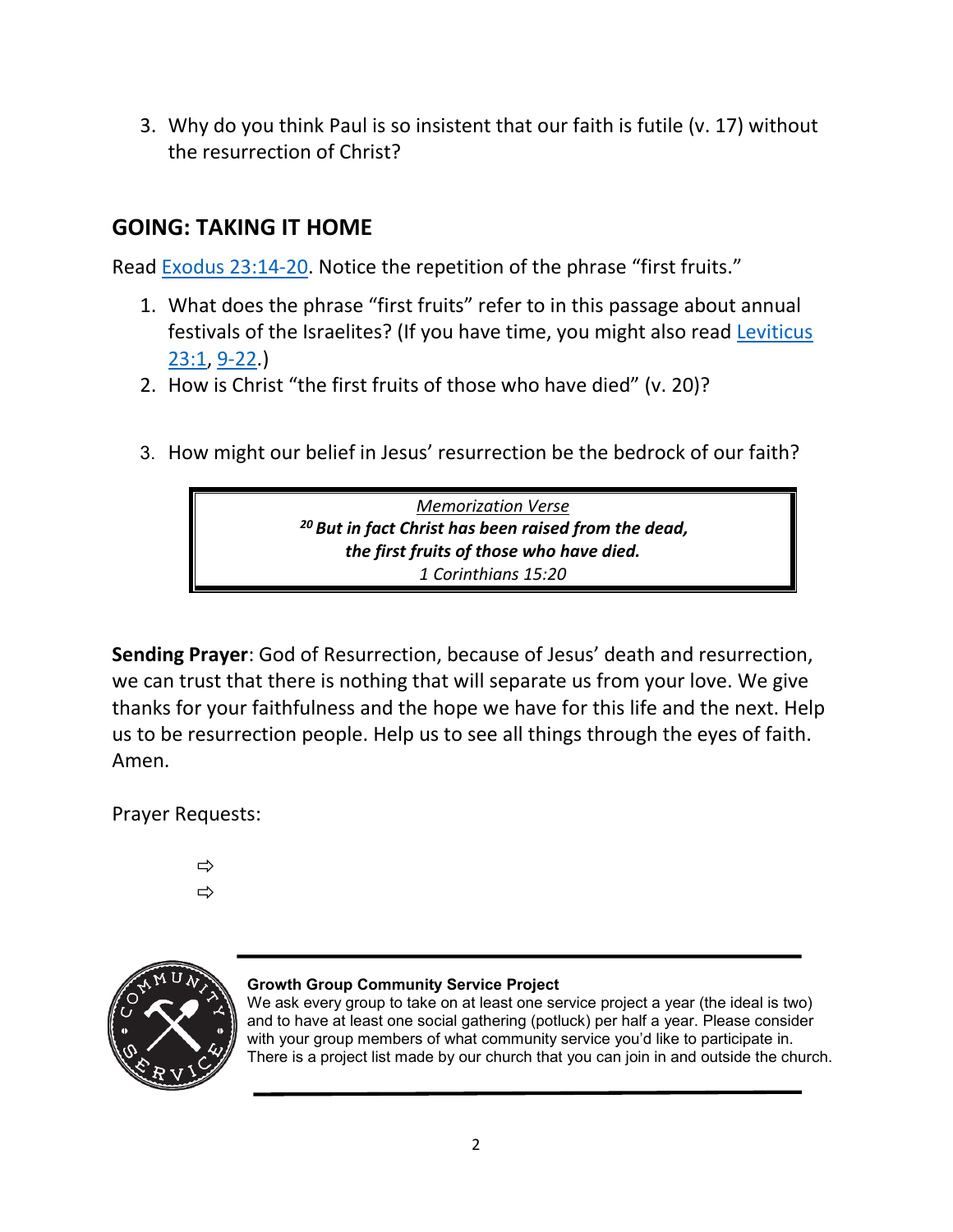3. Why do you think Paul is so insistent that our faith is futile (v. 17) without the resurrection of Christ?

## GOING: TAKING IT HOME

Read Exodus 23:14-20. Notice the repetition of the phrase "first fruits."

1. What does the phrase "first fruits" refer to in this passage about annual festivals of the Israelites? (If you have time, you might also read Leviticus 23:1, 9-22.)
2. How is Christ "the first fruits of those who have died" (v. 20)?
3. How might our belief in Jesus' resurrection be the bedrock of our faith?

> *Memorization Verse*
> [20] ***But in fact Christ has been raised from the dead, the first fruits of those who have died.***
> *1 Corinthians 15:20*

**Sending Prayer**: God of Resurrection, because of Jesus' death and resurrection, we can trust that there is nothing that will separate us from your love. We give thanks for your faithfulness and the hope we have for this life and the next. Help us to be resurrection people. Help us to see all things through the eyes of faith. Amen.

Prayer Requests:

- ⇨
- ⇨

**Growth Group Community Service Project**
We ask every group to take on at least one service project a year (the ideal is two) and to have at least one social gathering (potluck) per half a year. Please consider with your group members of what community service you'd like to participate in. There is a project list made by our church that you can join in and outside the church.